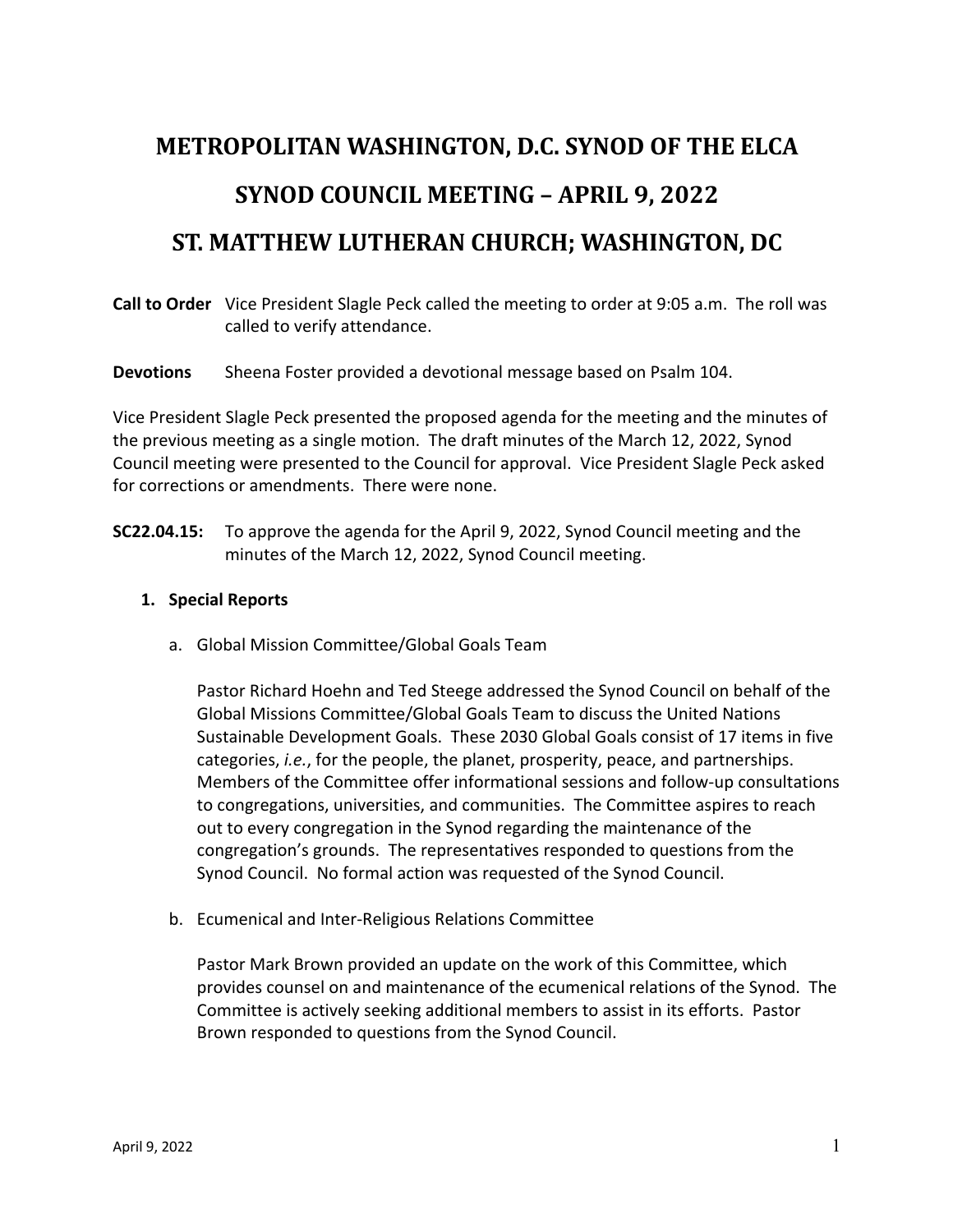# METROPOLITAN WASHINGTON, D.C. SYNOD OF THE ELCA

# SYNOD COUNCIL MEETING – APRIL 9, 2022

# ST. MATTHEW LUTHERAN CHURCH; WASHINGTON, DC

**Call to Order** Vice President Slagle Peck called the meeting to order at 9:05 a.m. The roll was called to verify attendance.

**Devotions** Sheena Foster provided a devotional message based on Psalm 104.

Vice President Slagle Peck presented the proposed agenda for the meeting and the minutes of the previous meeting as a single motion. The draft minutes of the March 12, 2022, Synod Council meeting were presented to the Council for approval. Vice President Slagle Peck asked for corrections or amendments. There were none.

**SC22.04.15:** To approve the agenda for the April 9, 2022, Synod Council meeting and the minutes of the March 12, 2022, Synod Council meeting.

1. **Special Reports**

   a. Global Mission Committee/Global Goals Team

   Pastor Richard Hoehn and Ted Steege addressed the Synod Council on behalf of the Global Missions Committee/Global Goals Team to discuss the United Nations Sustainable Development Goals. These 2030 Global Goals consist of 17 items in five categories, *i.e.*, for the people, the planet, prosperity, peace, and partnerships. Members of the Committee offer informational sessions and follow-up consultations to congregations, universities, and communities. The Committee aspires to reach out to every congregation in the Synod regarding the maintenance of the congregation's grounds. The representatives responded to questions from the Synod Council. No formal action was requested of the Synod Council.

   b. Ecumenical and Inter-Religious Relations Committee

   Pastor Mark Brown provided an update on the work of this Committee, which provides counsel on and maintenance of the ecumenical relations of the Synod. The Committee is actively seeking additional members to assist in its efforts. Pastor Brown responded to questions from the Synod Council.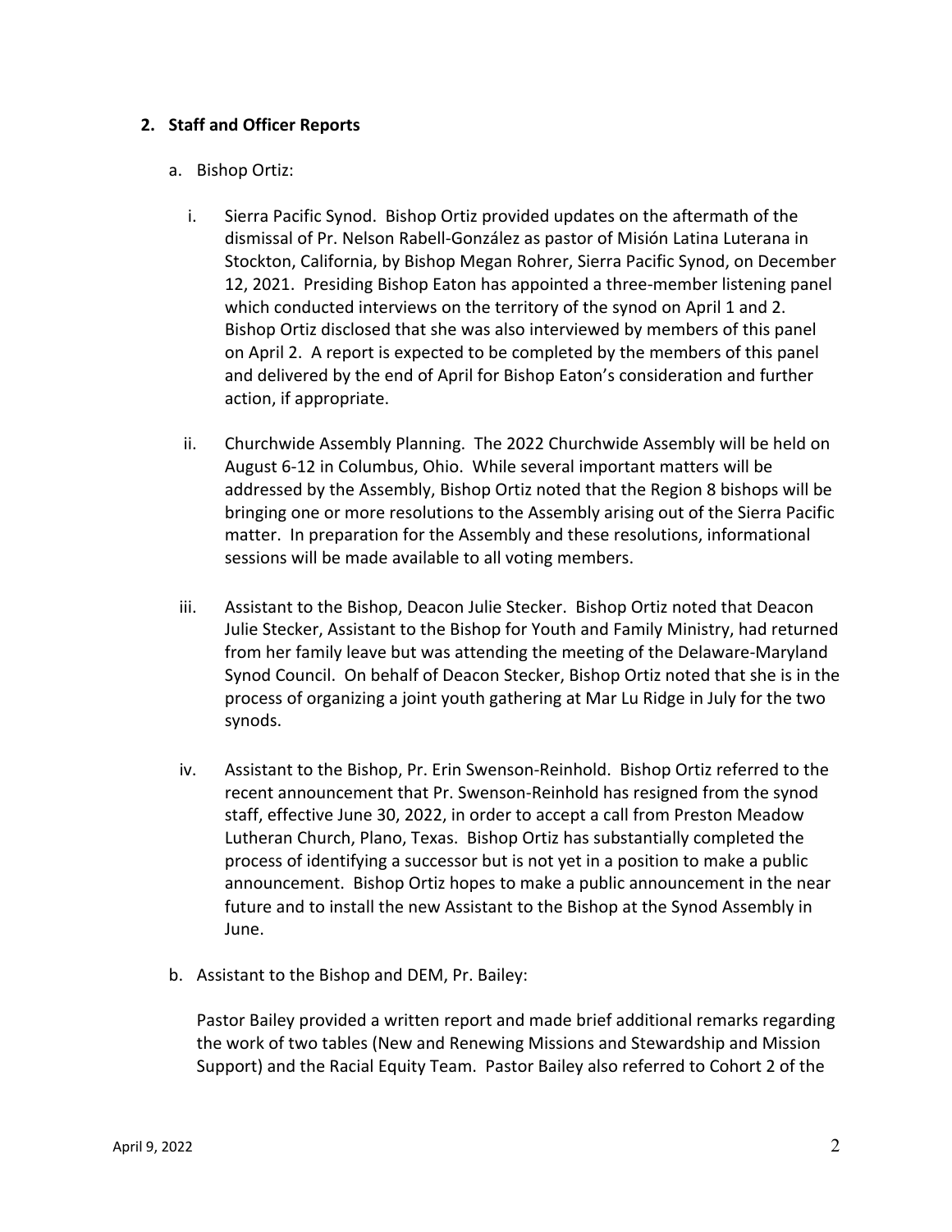2. **Staff and Officer Reports**

   a. Bishop Ortiz:

      i. Sierra Pacific Synod. Bishop Ortiz provided updates on the aftermath of the dismissal of Pr. Nelson Rabell-González as pastor of Misión Latina Luterana in Stockton, California, by Bishop Megan Rohrer, Sierra Pacific Synod, on December 12, 2021. Presiding Bishop Eaton has appointed a three-member listening panel which conducted interviews on the territory of the synod on April 1 and 2. Bishop Ortiz disclosed that she was also interviewed by members of this panel on April 2. A report is expected to be completed by the members of this panel and delivered by the end of April for Bishop Eaton's consideration and further action, if appropriate.

      ii. Churchwide Assembly Planning. The 2022 Churchwide Assembly will be held on August 6-12 in Columbus, Ohio. While several important matters will be addressed by the Assembly, Bishop Ortiz noted that the Region 8 bishops will be bringing one or more resolutions to the Assembly arising out of the Sierra Pacific matter. In preparation for the Assembly and these resolutions, informational sessions will be made available to all voting members.

      iii. Assistant to the Bishop, Deacon Julie Stecker. Bishop Ortiz noted that Deacon Julie Stecker, Assistant to the Bishop for Youth and Family Ministry, had returned from her family leave but was attending the meeting of the Delaware-Maryland Synod Council. On behalf of Deacon Stecker, Bishop Ortiz noted that she is in the process of organizing a joint youth gathering at Mar Lu Ridge in July for the two synods.

      iv. Assistant to the Bishop, Pr. Erin Swenson-Reinhold. Bishop Ortiz referred to the recent announcement that Pr. Swenson-Reinhold has resigned from the synod staff, effective June 30, 2022, in order to accept a call from Preston Meadow Lutheran Church, Plano, Texas. Bishop Ortiz has substantially completed the process of identifying a successor but is not yet in a position to make a public announcement. Bishop Ortiz hopes to make a public announcement in the near future and to install the new Assistant to the Bishop at the Synod Assembly in June.

   b. Assistant to the Bishop and DEM, Pr. Bailey:

      Pastor Bailey provided a written report and made brief additional remarks regarding the work of two tables (New and Renewing Missions and Stewardship and Mission Support) and the Racial Equity Team. Pastor Bailey also referred to Cohort 2 of the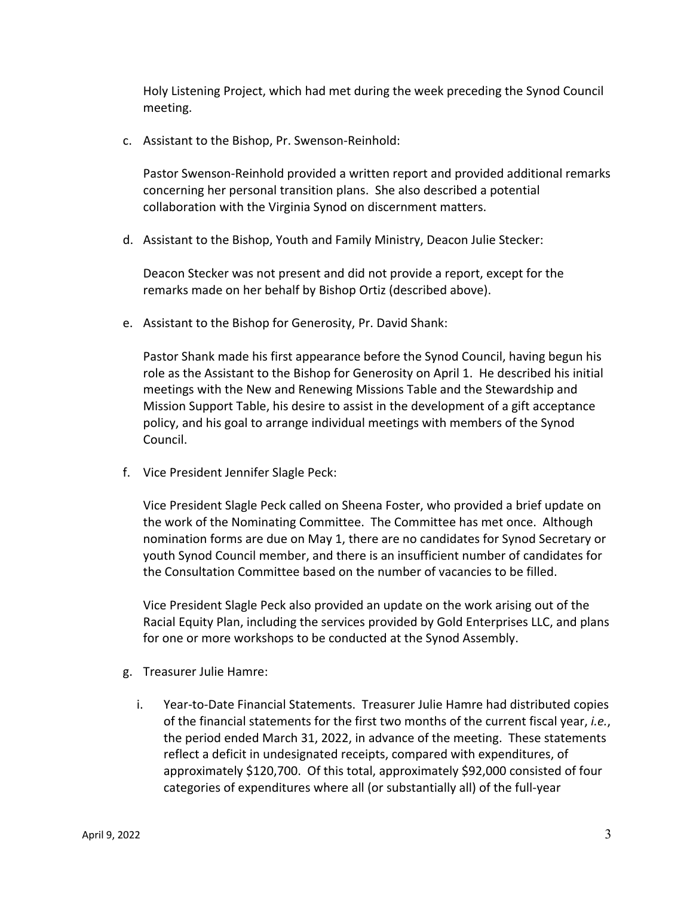Holy Listening Project, which had met during the week preceding the Synod Council meeting.

c. Assistant to the Bishop, Pr. Swenson-Reinhold:

   Pastor Swenson-Reinhold provided a written report and provided additional remarks concerning her personal transition plans. She also described a potential collaboration with the Virginia Synod on discernment matters.

d. Assistant to the Bishop, Youth and Family Ministry, Deacon Julie Stecker:

   Deacon Stecker was not present and did not provide a report, except for the remarks made on her behalf by Bishop Ortiz (described above).

e. Assistant to the Bishop for Generosity, Pr. David Shank:

   Pastor Shank made his first appearance before the Synod Council, having begun his role as the Assistant to the Bishop for Generosity on April 1. He described his initial meetings with the New and Renewing Missions Table and the Stewardship and Mission Support Table, his desire to assist in the development of a gift acceptance policy, and his goal to arrange individual meetings with members of the Synod Council.

f. Vice President Jennifer Slagle Peck:

   Vice President Slagle Peck called on Sheena Foster, who provided a brief update on the work of the Nominating Committee. The Committee has met once. Although nomination forms are due on May 1, there are no candidates for Synod Secretary or youth Synod Council member, and there is an insufficient number of candidates for the Consultation Committee based on the number of vacancies to be filled.

   Vice President Slagle Peck also provided an update on the work arising out of the Racial Equity Plan, including the services provided by Gold Enterprises LLC, and plans for one or more workshops to be conducted at the Synod Assembly.

g. Treasurer Julie Hamre:

   i. Year-to-Date Financial Statements. Treasurer Julie Hamre had distributed copies of the financial statements for the first two months of the current fiscal year, *i.e.*, the period ended March 31, 2022, in advance of the meeting. These statements reflect a deficit in undesignated receipts, compared with expenditures, of approximately $120,700. Of this total, approximately $92,000 consisted of four categories of expenditures where all (or substantially all) of the full-year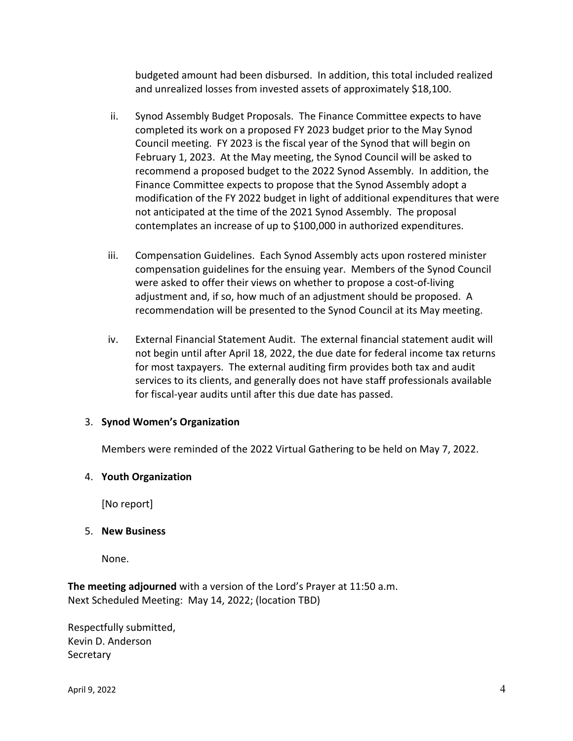budgeted amount had been disbursed. In addition, this total included realized and unrealized losses from invested assets of approximately $18,100.

ii. Synod Assembly Budget Proposals. The Finance Committee expects to have completed its work on a proposed FY 2023 budget prior to the May Synod Council meeting. FY 2023 is the fiscal year of the Synod that will begin on February 1, 2023. At the May meeting, the Synod Council will be asked to recommend a proposed budget to the 2022 Synod Assembly. In addition, the Finance Committee expects to propose that the Synod Assembly adopt a modification of the FY 2022 budget in light of additional expenditures that were not anticipated at the time of the 2021 Synod Assembly. The proposal contemplates an increase of up to $100,000 in authorized expenditures.

iii. Compensation Guidelines. Each Synod Assembly acts upon rostered minister compensation guidelines for the ensuing year. Members of the Synod Council were asked to offer their views on whether to propose a cost-of-living adjustment and, if so, how much of an adjustment should be proposed. A recommendation will be presented to the Synod Council at its May meeting.

iv. External Financial Statement Audit. The external financial statement audit will not begin until after April 18, 2022, the due date for federal income tax returns for most taxpayers. The external auditing firm provides both tax and audit services to its clients, and generally does not have staff professionals available for fiscal-year audits until after this due date has passed.

3. **Synod Women's Organization**

   Members were reminded of the 2022 Virtual Gathering to be held on May 7, 2022.

4. **Youth Organization**

   [No report]

5. **New Business**

   None.

**The meeting adjourned** with a version of the Lord's Prayer at 11:50 a.m.
Next Scheduled Meeting: May 14, 2022; (location TBD)

Respectfully submitted,
Kevin D. Anderson
Secretary